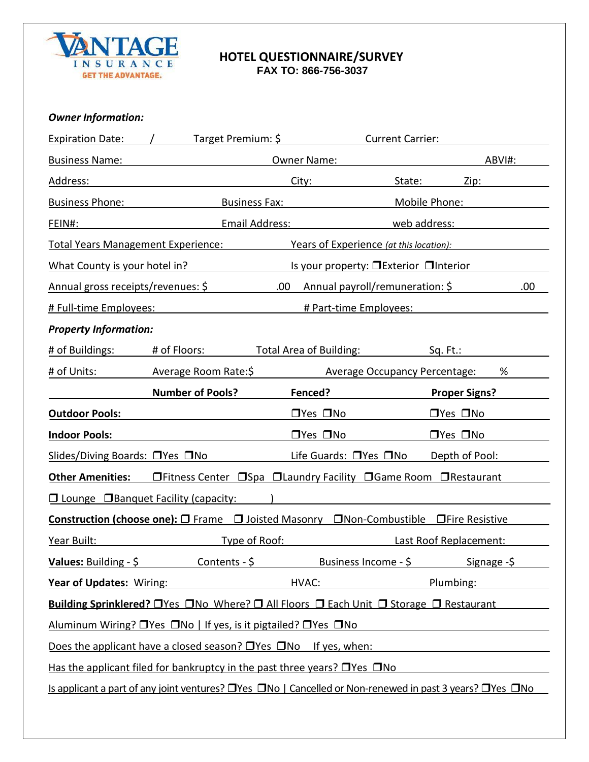VANTAGE INSURANCE
GET THE ADVANTAGE.

# HOTEL QUESTIONNAIRE/SURVEY

**FAX TO: 866-756-3037**

***Owner Information:***

Expiration Date: / Target Premium: $ Current Carrier:

Business Name: Owner Name: ABVI#:

Address: City: State: Zip:

Business Phone: Business Fax: Mobile Phone:

FEIN#: Email Address: web address:

Total Years Management Experience: Years of Experience *(at this location):*

What County is your hotel in? Is your property: ❒Exterior ❒Interior

Annual gross receipts/revenues: $ .00 Annual payroll/remuneration: $ .00

# Full-time Employees: # Part-time Employees:

***Property Information:***

# of Buildings: # of Floors: Total Area of Building: Sq. Ft.:

# of Units: Average Room Rate:$ Average Occupancy Percentage: %

| | **Number of Pools?** | **Fenced?** | **Proper Signs?** |
|---|---|---|---|
| **Outdoor Pools:** | | ❒Yes ❒No | ❒Yes ❒No |
| **Indoor Pools:** | | ❒Yes ❒No | ❒Yes ❒No |

Slides/Diving Boards: ❒Yes ❒No Life Guards: ❒Yes ❒No Depth of Pool:

**Other Amenities:** ❒Fitness Center ❒Spa ❒Laundry Facility ❒Game Room ❒Restaurant

❒ Lounge ❒Banquet Facility (capacity: )

**Construction (choose one):** ❒ Frame ❒ Joisted Masonry ❒Non-Combustible ❒Fire Resistive

Year Built: Type of Roof: Last Roof Replacement:

**Values:** Building - $ Contents - $ Business Income - $ Signage -$

**Year of Updates:** Wiring: HVAC: Plumbing:

**Building Sprinklered?** ❒Yes ❒No Where? ❒ All Floors ❒ Each Unit ❒ Storage ❒ Restaurant

Aluminum Wiring? ❒Yes ❒No | If yes, is it pigtailed? ❒Yes ❒No

Does the applicant have a closed season? ❒Yes ❒No If yes, when:

Has the applicant filed for bankruptcy in the past three years? ❒Yes ❒No

Is applicant a part of any joint ventures? ❒Yes ❒No | Cancelled or Non-renewed in past 3 years? ❒Yes ❒No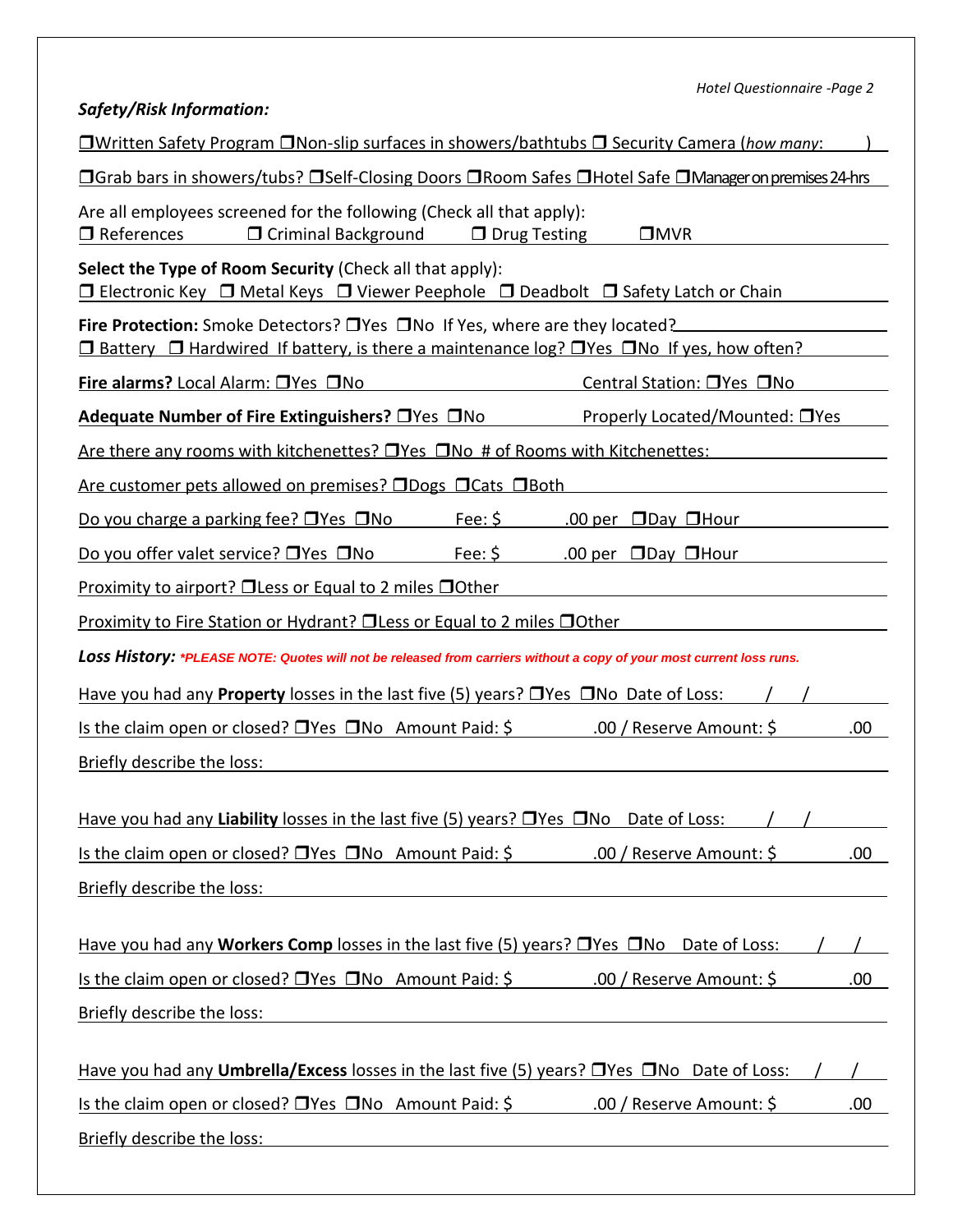***Safety/Risk Information:***

❑Written Safety Program ❑Non-slip surfaces in showers/bathtubs ❑ Security Camera (*how many*: )

❑Grab bars in showers/tubs? ❑Self-Closing Doors ❑Room Safes ❑Hotel Safe ❑Manager on premises 24-hrs

Are all employees screened for the following (Check all that apply):
❑ References ❑ Criminal Background ❑ Drug Testing ❑MVR

**Select the Type of Room Security** (Check all that apply):
❑ Electronic Key ❑ Metal Keys ❑ Viewer Peephole ❑ Deadbolt ❑ Safety Latch or Chain

**Fire Protection:** Smoke Detectors? ❑Yes ❑No If Yes, where are they located?
❑ Battery ❑ Hardwired If battery, is there a maintenance log? ❑Yes ❑No If yes, how often?

**Fire alarms?** Local Alarm: ❑Yes ❑No Central Station: ❑Yes ❑No

**Adequate Number of Fire Extinguishers?** ❑Yes ❑No Properly Located/Mounted: ❑Yes

Are there any rooms with kitchenettes? ❑Yes ❑No # of Rooms with Kitchenettes:

Are customer pets allowed on premises? ❑Dogs ❑Cats ❑Both

Do you charge a parking fee? ❑Yes ❑No Fee: $ .00 per ❑Day ❑Hour

Do you offer valet service? ❑Yes ❑No Fee: $ .00 per ❑Day ❑Hour

Proximity to airport? ❑Less or Equal to 2 miles ❑Other

Proximity to Fire Station or Hydrant? ❑Less or Equal to 2 miles ❑Other

***Loss History:*** ****PLEASE NOTE: Quotes will not be released from carriers without a copy of your most current loss runs.***

Have you had any **Property** losses in the last five (5) years? ❑Yes ❑No Date of Loss: / /

Is the claim open or closed? ❑Yes ❑No Amount Paid: $ .00 / Reserve Amount: $ .00

Briefly describe the loss:

Have you had any **Liability** losses in the last five (5) years? ❑Yes ❑No Date of Loss: / /

Is the claim open or closed? ❑Yes ❑No Amount Paid: $ .00 / Reserve Amount: $ .00

Briefly describe the loss:

Have you had any **Workers Comp** losses in the last five (5) years? ❑Yes ❑No Date of Loss: / /

Is the claim open or closed? ❑Yes ❑No Amount Paid: $ .00 / Reserve Amount: $ .00

Briefly describe the loss:

Have you had any **Umbrella/Excess** losses in the last five (5) years? ❑Yes ❑No Date of Loss: / /

Is the claim open or closed? ❑Yes ❑No Amount Paid: $ .00 / Reserve Amount: $ .00

Briefly describe the loss: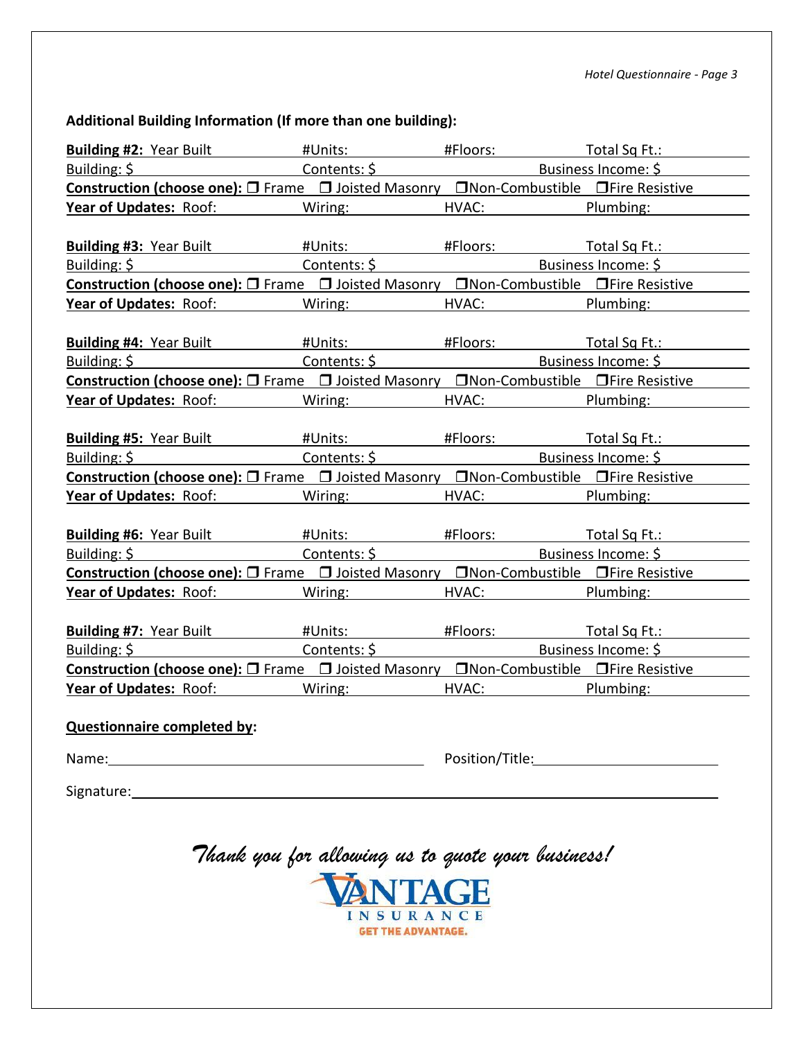### Additional Building Information (If more than one building):

**Building #2:** Year Built ______ #Units: ______ #Floors: ______ Total Sq Ft.: ______
Building: $ ______ Contents: $ ______ Business Income: $ ______
**Construction (choose one):** ☐ Frame ☐ Joisted Masonry ☐ Non-Combustible ☐ Fire Resistive
**Year of Updates:** Roof: ______ Wiring: ______ HVAC: ______ Plumbing: ______

**Building #3:** Year Built ______ #Units: ______ #Floors: ______ Total Sq Ft.: ______
Building: $ ______ Contents: $ ______ Business Income: $ ______
**Construction (choose one):** ☐ Frame ☐ Joisted Masonry ☐ Non-Combustible ☐ Fire Resistive
**Year of Updates:** Roof: ______ Wiring: ______ HVAC: ______ Plumbing: ______

**Building #4:** Year Built ______ #Units: ______ #Floors: ______ Total Sq Ft.: ______
Building: $ ______ Contents: $ ______ Business Income: $ ______
**Construction (choose one):** ☐ Frame ☐ Joisted Masonry ☐ Non-Combustible ☐ Fire Resistive
**Year of Updates:** Roof: ______ Wiring: ______ HVAC: ______ Plumbing: ______

**Building #5:** Year Built ______ #Units: ______ #Floors: ______ Total Sq Ft.: ______
Building: $ ______ Contents: $ ______ Business Income: $ ______
**Construction (choose one):** ☐ Frame ☐ Joisted Masonry ☐ Non-Combustible ☐ Fire Resistive
**Year of Updates:** Roof: ______ Wiring: ______ HVAC: ______ Plumbing: ______

**Building #6:** Year Built ______ #Units: ______ #Floors: ______ Total Sq Ft.: ______
Building: $ ______ Contents: $ ______ Business Income: $ ______
**Construction (choose one):** ☐ Frame ☐ Joisted Masonry ☐ Non-Combustible ☐ Fire Resistive
**Year of Updates:** Roof: ______ Wiring: ______ HVAC: ______ Plumbing: ______

**Building #7:** Year Built ______ #Units: ______ #Floors: ______ Total Sq Ft.: ______
Building: $ ______ Contents: $ ______ Business Income: $ ______
**Construction (choose one):** ☐ Frame ☐ Joisted Masonry ☐ Non-Combustible ☐ Fire Resistive
**Year of Updates:** Roof: ______ Wiring: ______ HVAC: ______ Plumbing: ______

**Questionnaire completed by:**

Name: ______________________ Position/Title: ______________________

Signature: ______________________________________________

*Thank you for allowing us to quote your business!*

VANTAGE INSURANCE
GET THE ADVANTAGE.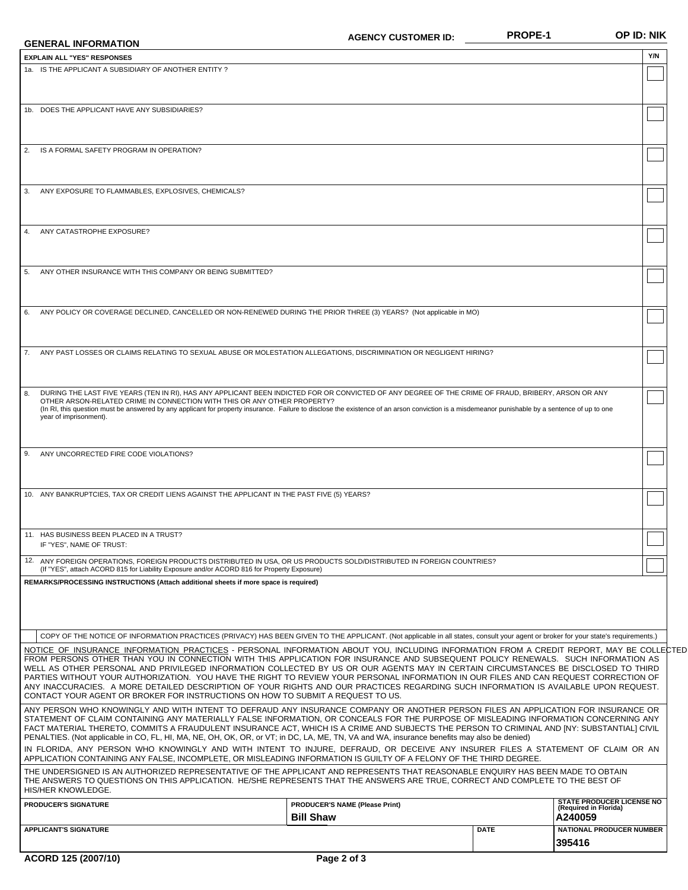**AGENCY CUSTOMER ID:** PROPE-1 **OP ID: NIK**

## GENERAL INFORMATION

| EXPLAIN ALL "YES" RESPONSES | Y/N |
|---|---|
| 1a. IS THE APPLICANT A SUBSIDIARY OF ANOTHER ENTITY ? | |
| 1b. DOES THE APPLICANT HAVE ANY SUBSIDIARIES? | |
| 2. IS A FORMAL SAFETY PROGRAM IN OPERATION? | |
| 3. ANY EXPOSURE TO FLAMMABLES, EXPLOSIVES, CHEMICALS? | |
| 4. ANY CATASTROPHE EXPOSURE? | |
| 5. ANY OTHER INSURANCE WITH THIS COMPANY OR BEING SUBMITTED? | |
| 6. ANY POLICY OR COVERAGE DECLINED, CANCELLED OR NON-RENEWED DURING THE PRIOR THREE (3) YEARS? (Not applicable in MO) | |
| 7. ANY PAST LOSSES OR CLAIMS RELATING TO SEXUAL ABUSE OR MOLESTATION ALLEGATIONS, DISCRIMINATION OR NEGLIGENT HIRING? | |
| 8. DURING THE LAST FIVE YEARS (TEN IN RI), HAS ANY APPLICANT BEEN INDICTED FOR OR CONVICTED OF ANY DEGREE OF THE CRIME OF FRAUD, BRIBERY, ARSON OR ANY OTHER ARSON-RELATED CRIME IN CONNECTION WITH THIS OR ANY OTHER PROPERTY? (In RI, this question must be answered by any applicant for property insurance. Failure to disclose the existence of an arson conviction is a misdemeanor punishable by a sentence of up to one year of imprisonment). | |
| 9. ANY UNCORRECTED FIRE CODE VIOLATIONS? | |
| 10. ANY BANKRUPTCIES, TAX OR CREDIT LIENS AGAINST THE APPLICANT IN THE PAST FIVE (5) YEARS? | |
| 11. HAS BUSINESS BEEN PLACED IN A TRUST? IF "YES", NAME OF TRUST: | |
| 12. ANY FOREIGN OPERATIONS, FOREIGN PRODUCTS DISTRIBUTED IN USA, OR US PRODUCTS SOLD/DISTRIBUTED IN FOREIGN COUNTRIES? (If "YES", attach ACORD 815 for Liability Exposure and/or ACORD 816 for Property Exposure) | |

**REMARKS/PROCESSING INSTRUCTIONS (Attach additional sheets if more space is required)**

COPY OF THE NOTICE OF INFORMATION PRACTICES (PRIVACY) HAS BEEN GIVEN TO THE APPLICANT. (Not applicable in all states, consult your agent or broker for your state's requirements.)

NOTICE OF INSURANCE INFORMATION PRACTICES - PERSONAL INFORMATION ABOUT YOU, INCLUDING INFORMATION FROM A CREDIT REPORT, MAY BE COLLECTED FROM PERSONS OTHER THAN YOU IN CONNECTION WITH THIS APPLICATION FOR INSURANCE AND SUBSEQUENT POLICY RENEWALS. SUCH INFORMATION AS WELL AS OTHER PERSONAL AND PRIVILEGED INFORMATION COLLECTED BY US OR OUR AGENTS MAY IN CERTAIN CIRCUMSTANCES BE DISCLOSED TO THIRD PARTIES WITHOUT YOUR AUTHORIZATION. YOU HAVE THE RIGHT TO REVIEW YOUR PERSONAL INFORMATION IN OUR FILES AND CAN REQUEST CORRECTION OF ANY INACCURACIES. A MORE DETAILED DESCRIPTION OF YOUR RIGHTS AND OUR PRACTICES REGARDING SUCH INFORMATION IS AVAILABLE UPON REQUEST. CONTACT YOUR AGENT OR BROKER FOR INSTRUCTIONS ON HOW TO SUBMIT A REQUEST TO US.

ANY PERSON WHO KNOWINGLY AND WITH INTENT TO DEFRAUD ANY INSURANCE COMPANY OR ANOTHER PERSON FILES AN APPLICATION FOR INSURANCE OR STATEMENT OF CLAIM CONTAINING ANY MATERIALLY FALSE INFORMATION, OR CONCEALS FOR THE PURPOSE OF MISLEADING INFORMATION CONCERNING ANY FACT MATERIAL THERETO, COMMITS A FRAUDULENT INSURANCE ACT, WHICH IS A CRIME AND SUBJECTS THE PERSON TO CRIMINAL AND [NY: SUBSTANTIAL] CIVIL PENALTIES. (Not applicable in CO, FL, HI, MA, NE, OH, OK, OR, or VT; in DC, LA, ME, TN, VA and WA, insurance benefits may also be denied)

IN FLORIDA, ANY PERSON WHO KNOWINGLY AND WITH INTENT TO INJURE, DEFRAUD, OR DECEIVE ANY INSURER FILES A STATEMENT OF CLAIM OR AN APPLICATION CONTAINING ANY FALSE, INCOMPLETE, OR MISLEADING INFORMATION IS GUILTY OF A FELONY OF THE THIRD DEGREE.

THE UNDERSIGNED IS AN AUTHORIZED REPRESENTATIVE OF THE APPLICANT AND REPRESENTS THAT REASONABLE ENQUIRY HAS BEEN MADE TO OBTAIN THE ANSWERS TO QUESTIONS ON THIS APPLICATION. HE/SHE REPRESENTS THAT THE ANSWERS ARE TRUE, CORRECT AND COMPLETE TO THE BEST OF HIS/HER KNOWLEDGE.

| PRODUCER'S SIGNATURE | PRODUCER'S NAME (Please Print) | | STATE PRODUCER LICENSE NO (Required in Florida) |
|---|---|---|---|
| | Bill Shaw | | A240059 |
| **APPLICANT'S SIGNATURE** | | **DATE** | **NATIONAL PRODUCER NUMBER** |
| | | | 395416 |

ACORD 125 (2007/10)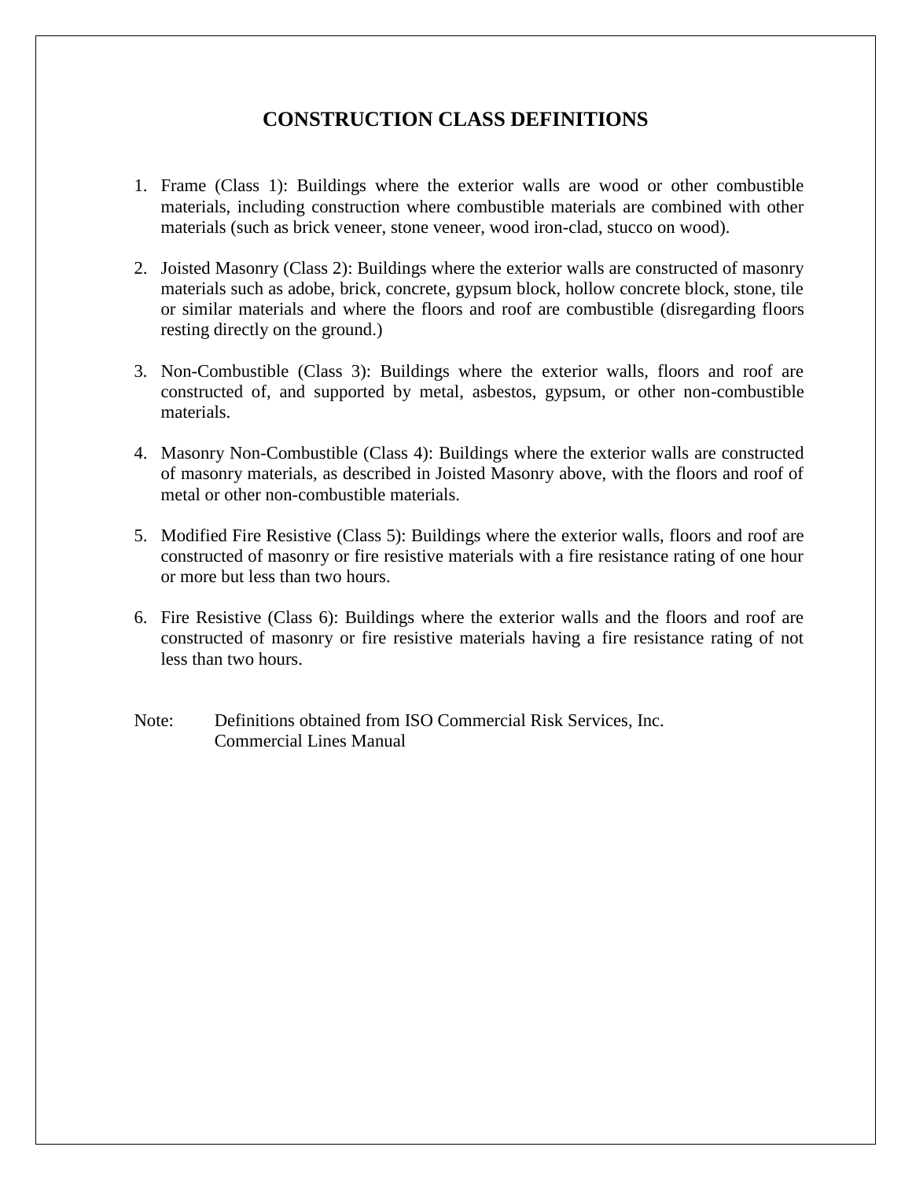## CONSTRUCTION CLASS DEFINITIONS

1. Frame (Class 1): Buildings where the exterior walls are wood or other combustible materials, including construction where combustible materials are combined with other materials (such as brick veneer, stone veneer, wood iron-clad, stucco on wood).

2. Joisted Masonry (Class 2): Buildings where the exterior walls are constructed of masonry materials such as adobe, brick, concrete, gypsum block, hollow concrete block, stone, tile or similar materials and where the floors and roof are combustible (disregarding floors resting directly on the ground.)

3. Non-Combustible (Class 3): Buildings where the exterior walls, floors and roof are constructed of, and supported by metal, asbestos, gypsum, or other non-combustible materials.

4. Masonry Non-Combustible (Class 4): Buildings where the exterior walls are constructed of masonry materials, as described in Joisted Masonry above, with the floors and roof of metal or other non-combustible materials.

5. Modified Fire Resistive (Class 5): Buildings where the exterior walls, floors and roof are constructed of masonry or fire resistive materials with a fire resistance rating of one hour or more but less than two hours.

6. Fire Resistive (Class 6): Buildings where the exterior walls and the floors and roof are constructed of masonry or fire resistive materials having a fire resistance rating of not less than two hours.

Note: Definitions obtained from ISO Commercial Risk Services, Inc. Commercial Lines Manual